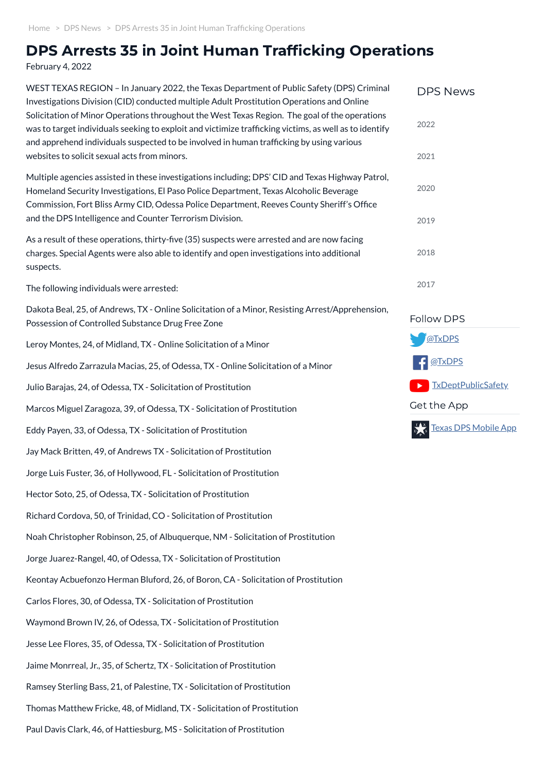Home > DPS News > DPS Arrests 35 in Joint Human Trafficking Operations

# DPS Arrests 35 in Joint Human Trafficking Operations

February 4, 2022

WEST TEXAS REGION – In January 2022, the Texas Department of Public Safety (DPS) Criminal Investigations Division (CID) conducted multiple Adult Prostitution Operations and Online Solicitation of Minor Operations throughout the West Texas Region. The goal of the operations was to target individuals seeking to exploit and victimize trafficking victims, as well as to identify and apprehend individuals suspected to be involved in human trafficking by using various websites to solicit sexual acts from minors.

Multiple agencies assisted in these investigations including; DPS' CID and Texas Highway Patrol, Homeland Security Investigations, El Paso Police Department, Texas Alcoholic Beverage Commission, Fort Bliss Army CID, Odessa Police Department, Reeves County Sheriff's Office and the DPS Intelligence and Counter Terrorism Division.

As a result of these operations, thirty-five (35) suspects were arrested and are now facing charges. Special Agents were also able to identify and open investigations into additional suspects.

The following individuals were arrested:

Dakota Beal, 25, of Andrews, TX - Online Solicitation of a Minor, Resisting Arrest/Apprehension, Possession of Controlled Substance Drug Free Zone

Leroy Montes, 24, of Midland, TX - Online Solicitation of a Minor

Jesus Alfredo Zarrazula Macias, 25, of Odessa, TX - Online Solicitation of a Minor

Julio Barajas, 24, of Odessa, TX - Solicitation of Prostitution

Marcos Miguel Zaragoza, 39, of Odessa, TX - Solicitation of Prostitution

Eddy Payen, 33, of Odessa, TX - Solicitation of Prostitution

Jay Mack Britten, 49, of Andrews TX - Solicitation of Prostitution

Jorge Luis Fuster, 36, of Hollywood, FL - Solicitation of Prostitution

Hector Soto, 25, of Odessa, TX - Solicitation of Prostitution

Richard Cordova, 50, of Trinidad, CO - Solicitation of Prostitution

Noah Christopher Robinson, 25, of Albuquerque, NM - Solicitation of Prostitution

Jorge Juarez-Rangel, 40, of Odessa, TX - Solicitation of Prostitution

Keontay Acbuefonzo Herman Bluford, 26, of Boron, CA - Solicitation of Prostitution

Carlos Flores, 30, of Odessa, TX - Solicitation of Prostitution

Waymond Brown IV, 26, of Odessa, TX - Solicitation of Prostitution

Jesse Lee Flores, 35, of Odessa, TX - Solicitation of Prostitution

Jaime Monrreal, Jr., 35, of Schertz, TX - Solicitation of Prostitution

Ramsey Sterling Bass, 21, of Palestine, TX - Solicitation of Prostitution

Thomas Matthew Fricke, 48, of Midland, TX - Solicitation of Prostitution

Paul Davis Clark, 46, of Hattiesburg, MS - Solicitation of Prostitution

DPS News

2022

2021

2020

2019

2018

2017

Follow DPS

@TxDPS

@TxDPS

TxDeptPublicSafety

Get the App

Texas DPS Mobile App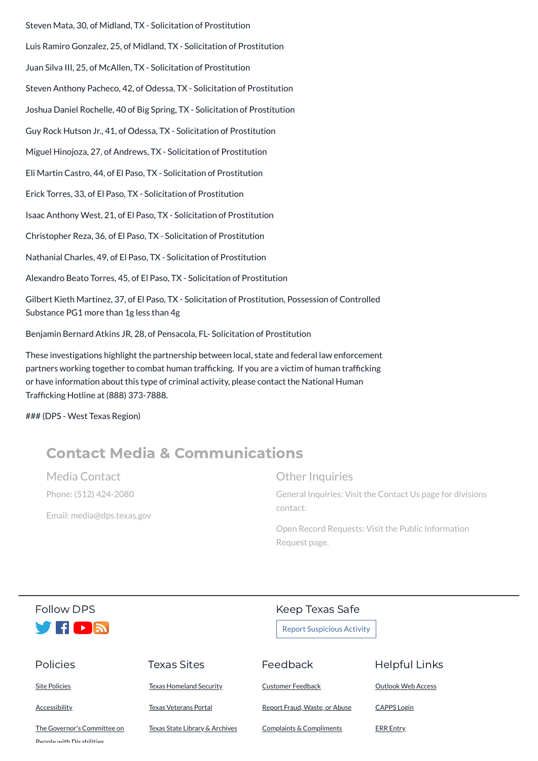Steven Mata, 30, of Midland, TX - Solicitation of Prostitution

Luis Ramiro Gonzalez, 25, of Midland, TX - Solicitation of Prostitution

Juan Silva III, 25, of McAllen, TX - Solicitation of Prostitution

Steven Anthony Pacheco, 42, of Odessa, TX - Solicitation of Prostitution

Joshua Daniel Rochelle, 40 of Big Spring, TX - Solicitation of Prostitution

Guy Rock Hutson Jr., 41, of Odessa, TX - Solicitation of Prostitution

Miguel Hinojoza, 27, of Andrews, TX - Solicitation of Prostitution

Eli Martin Castro, 44, of El Paso, TX - Solicitation of Prostitution

Erick Torres, 33, of El Paso, TX - Solicitation of Prostitution

Isaac Anthony West, 21, of El Paso, TX - Solicitation of Prostitution

Christopher Reza, 36, of El Paso, TX - Solicitation of Prostitution

Nathanial Charles, 49, of El Paso, TX - Solicitation of Prostitution

Alexandro Beato Torres, 45, of El Paso, TX - Solicitation of Prostitution

Gilbert Kieth Martinez, 37, of El Paso, TX - Solicitation of Prostitution, Possession of Controlled Substance PG1 more than 1g less than 4g

Benjamin Bernard Atkins JR, 28, of Pensacola, FL- Solicitation of Prostitution

These investigations highlight the partnership between local, state and federal law enforcement partners working together to combat human trafficking. If you are a victim of human trafficking or have information about this type of criminal activity, please contact the National Human Trafficking Hotline at (888) 373-7888.

### (DPS - West Texas Region)

## Contact Media & Communications

### Media Contact

Phone: (512) 424-2080

Email: media@dps.texas.gov

### Other Inquiries

General Inquiries: Visit the Contact Us page for divisions contact.

Open Record Requests: Visit the Public Information Request page.

### Follow DPS

### Keep Texas Safe

Report Suspicious Activity

### Policies

Site Policies

Accessibility

The Governor's Committee on People with Disabilities

### Texas Sites

Texas Homeland Security

Texas Veterans Portal

Texas State Library & Archives

### Feedback

Customer Feedback

Report Fraud, Waste, or Abuse

Complaints & Compliments

### Helpful Links

Outlook Web Access

CAPPS Login

ERR Entry